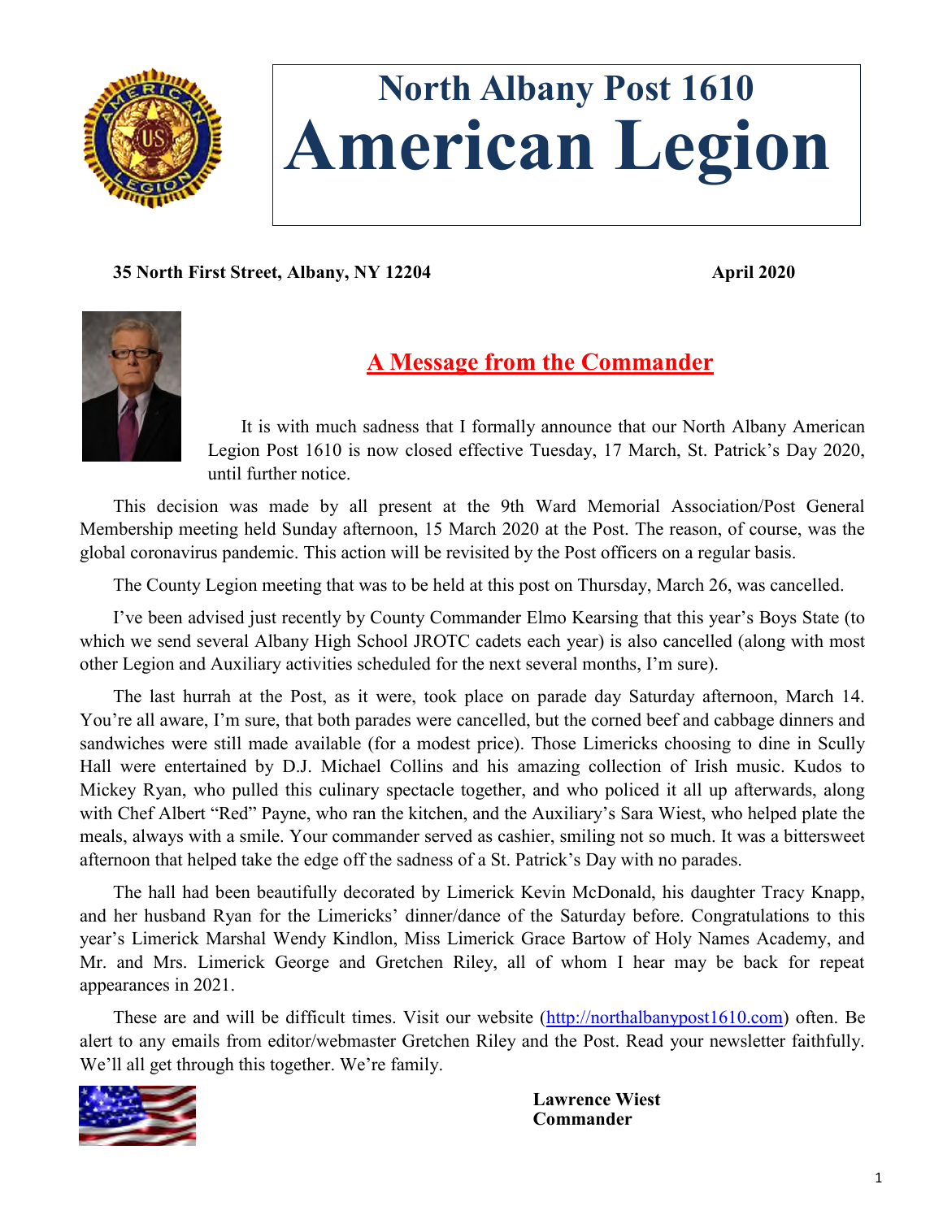# North Albany Post 1610
# American Legion

**35 North First Street, Albany, NY 12204** **April 2020**

## A Message from the Commander

It is with much sadness that I formally announce that our North Albany American Legion Post 1610 is now closed effective Tuesday, 17 March, St. Patrick's Day 2020, until further notice.

This decision was made by all present at the 9th Ward Memorial Association/Post General Membership meeting held Sunday afternoon, 15 March 2020 at the Post. The reason, of course, was the global coronavirus pandemic. This action will be revisited by the Post officers on a regular basis.

The County Legion meeting that was to be held at this post on Thursday, March 26, was cancelled.

I've been advised just recently by County Commander Elmo Kearsing that this year's Boys State (to which we send several Albany High School JROTC cadets each year) is also cancelled (along with most other Legion and Auxiliary activities scheduled for the next several months, I'm sure).

The last hurrah at the Post, as it were, took place on parade day Saturday afternoon, March 14. You're all aware, I'm sure, that both parades were cancelled, but the corned beef and cabbage dinners and sandwiches were still made available (for a modest price). Those Limericks choosing to dine in Scully Hall were entertained by D.J. Michael Collins and his amazing collection of Irish music. Kudos to Mickey Ryan, who pulled this culinary spectacle together, and who policed it all up afterwards, along with Chef Albert "Red" Payne, who ran the kitchen, and the Auxiliary's Sara Wiest, who helped plate the meals, always with a smile. Your commander served as cashier, smiling not so much. It was a bittersweet afternoon that helped take the edge off the sadness of a St. Patrick's Day with no parades.

The hall had been beautifully decorated by Limerick Kevin McDonald, his daughter Tracy Knapp, and her husband Ryan for the Limericks' dinner/dance of the Saturday before. Congratulations to this year's Limerick Marshal Wendy Kindlon, Miss Limerick Grace Bartow of Holy Names Academy, and Mr. and Mrs. Limerick George and Gretchen Riley, all of whom I hear may be back for repeat appearances in 2021.

These are and will be difficult times. Visit our website (http://northalbanypost1610.com) often. Be alert to any emails from editor/webmaster Gretchen Riley and the Post. Read your newsletter faithfully. We'll all get through this together. We're family.

**Lawrence Wiest**
**Commander**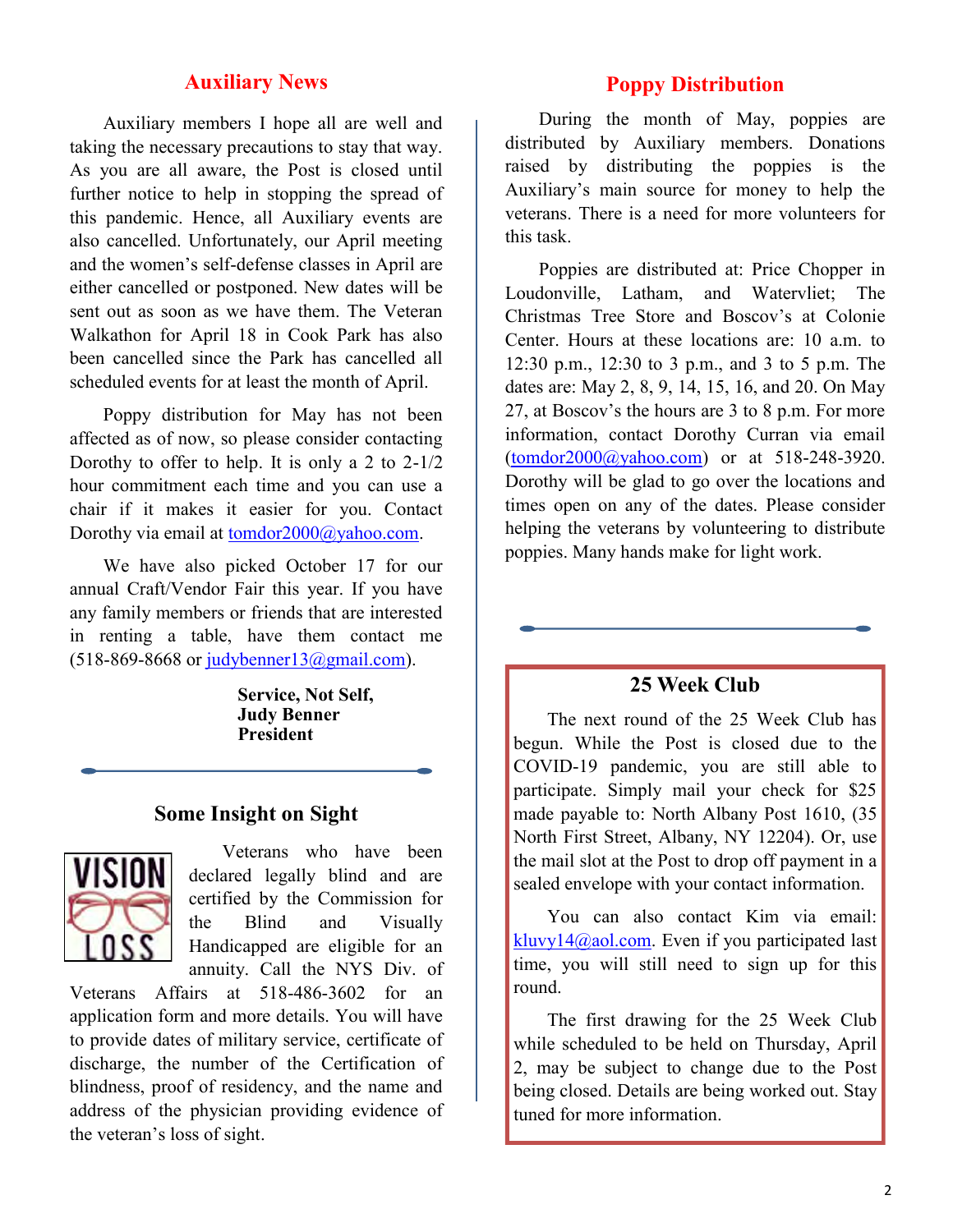## Auxiliary News

Auxiliary members I hope all are well and taking the necessary precautions to stay that way. As you are all aware, the Post is closed until further notice to help in stopping the spread of this pandemic. Hence, all Auxiliary events are also cancelled. Unfortunately, our April meeting and the women's self-defense classes in April are either cancelled or postponed. New dates will be sent out as soon as we have them. The Veteran Walkathon for April 18 in Cook Park has also been cancelled since the Park has cancelled all scheduled events for at least the month of April.

Poppy distribution for May has not been affected as of now, so please consider contacting Dorothy to offer to help. It is only a 2 to 2-1/2 hour commitment each time and you can use a chair if it makes it easier for you. Contact Dorothy via email at tomdor2000@yahoo.com.

We have also picked October 17 for our annual Craft/Vendor Fair this year. If you have any family members or friends that are interested in renting a table, have them contact me (518-869-8668 or judybenner13@gmail.com).

**Service, Not Self,**
**Judy Benner**
**President**

## Some Insight on Sight

VISION LOSS

Veterans who have been declared legally blind and are certified by the Commission for the Blind and Visually Handicapped are eligible for an annuity. Call the NYS Div. of Veterans Affairs at 518-486-3602 for an application form and more details. You will have to provide dates of military service, certificate of discharge, the number of the Certification of blindness, proof of residency, and the name and address of the physician providing evidence of the veteran's loss of sight.

## Poppy Distribution

During the month of May, poppies are distributed by Auxiliary members. Donations raised by distributing the poppies is the Auxiliary's main source for money to help the veterans. There is a need for more volunteers for this task.

Poppies are distributed at: Price Chopper in Loudonville, Latham, and Watervliet; The Christmas Tree Store and Boscov's at Colonie Center. Hours at these locations are: 10 a.m. to 12:30 p.m., 12:30 to 3 p.m., and 3 to 5 p.m. The dates are: May 2, 8, 9, 14, 15, 16, and 20. On May 27, at Boscov's the hours are 3 to 8 p.m. For more information, contact Dorothy Curran via email (tomdor2000@yahoo.com) or at 518-248-3920. Dorothy will be glad to go over the locations and times open on any of the dates. Please consider helping the veterans by volunteering to distribute poppies. Many hands make for light work.

## 25 Week Club

The next round of the 25 Week Club has begun. While the Post is closed due to the COVID-19 pandemic, you are still able to participate. Simply mail your check for $25 made payable to: North Albany Post 1610, (35 North First Street, Albany, NY 12204). Or, use the mail slot at the Post to drop off payment in a sealed envelope with your contact information.

You can also contact Kim via email: kluvy14@aol.com. Even if you participated last time, you will still need to sign up for this round.

The first drawing for the 25 Week Club while scheduled to be held on Thursday, April 2, may be subject to change due to the Post being closed. Details are being worked out. Stay tuned for more information.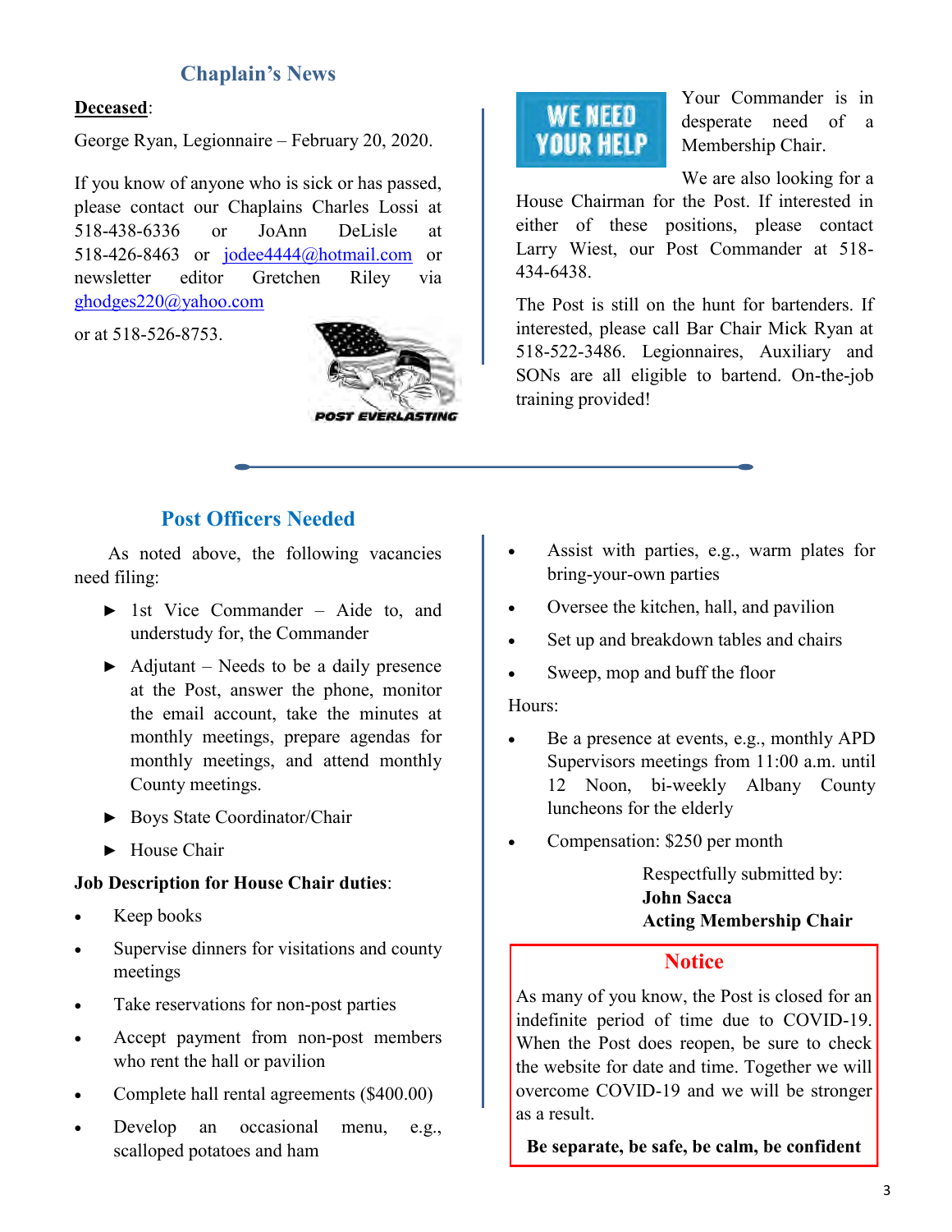## Chaplain's News

**Deceased**:

George Ryan, Legionnaire – February 20, 2020.

If you know of anyone who is sick or has passed, please contact our Chaplains Charles Lossi at 518-438-6336 or JoAnn DeLisle at 518-426-8463 or jodee4444@hotmail.com or newsletter editor Gretchen Riley via ghodges220@yahoo.com

or at 518-526-8753.

Your Commander is in desperate need of a Membership Chair.

We are also looking for a House Chairman for the Post. If interested in either of these positions, please contact Larry Wiest, our Post Commander at 518-434-6438.

The Post is still on the hunt for bartenders. If interested, please call Bar Chair Mick Ryan at 518-522-3486. Legionnaires, Auxiliary and SONs are all eligible to bartend. On-the-job training provided!

## Post Officers Needed

As noted above, the following vacancies need filing:

- 1st Vice Commander – Aide to, and understudy for, the Commander
- Adjutant – Needs to be a daily presence at the Post, answer the phone, monitor the email account, take the minutes at monthly meetings, prepare agendas for monthly meetings, and attend monthly County meetings.
- Boys State Coordinator/Chair
- House Chair

**Job Description for House Chair duties**:

- Keep books
- Supervise dinners for visitations and county meetings
- Take reservations for non-post parties
- Accept payment from non-post members who rent the hall or pavilion
- Complete hall rental agreements ($400.00)
- Develop an occasional menu, e.g., scalloped potatoes and ham
- Assist with parties, e.g., warm plates for bring-your-own parties
- Oversee the kitchen, hall, and pavilion
- Set up and breakdown tables and chairs
- Sweep, mop and buff the floor

Hours:

- Be a presence at events, e.g., monthly APD Supervisors meetings from 11:00 a.m. until 12 Noon, bi-weekly Albany County luncheons for the elderly
- Compensation: $250 per month

Respectfully submitted by:
**John Sacca**
**Acting Membership Chair**

### Notice

As many of you know, the Post is closed for an indefinite period of time due to COVID-19. When the Post does reopen, be sure to check the website for date and time. Together we will overcome COVID-19 and we will be stronger as a result.

**Be separate, be safe, be calm, be confident**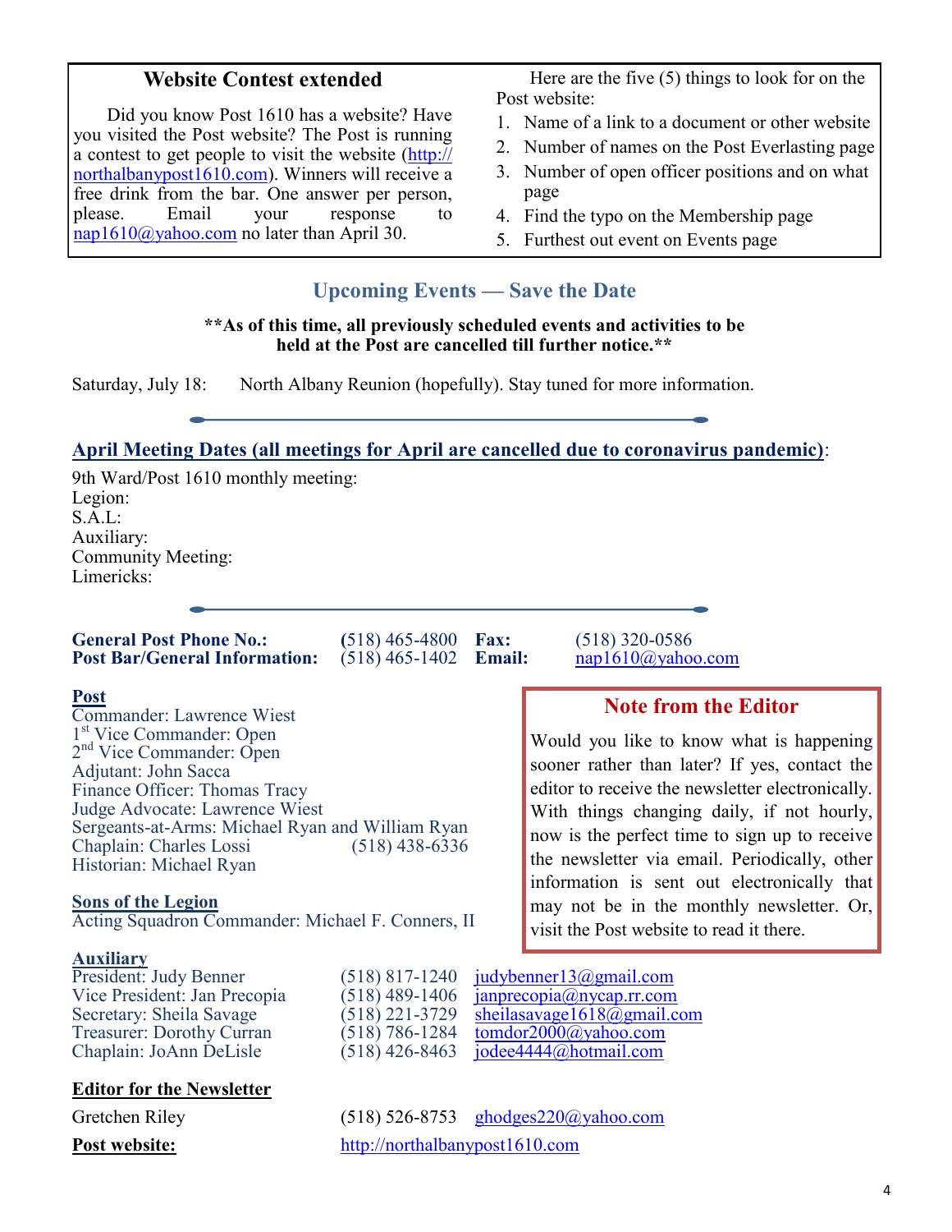## Website Contest extended

Did you know Post 1610 has a website? Have you visited the Post website? The Post is running a contest to get people to visit the website (http://northalbanypost1610.com). Winners will receive a free drink from the bar. One answer per person, please. Email your response to nap1610@yahoo.com no later than April 30.

Here are the five (5) things to look for on the Post website:

1. Name of a link to a document or other website
2. Number of names on the Post Everlasting page
3. Number of open officer positions and on what page
4. Find the typo on the Membership page
5. Furthest out event on Events page

## Upcoming Events — Save the Date

**\*\*As of this time, all previously scheduled events and activities to be held at the Post are cancelled till further notice.\*\***

Saturday, July 18: North Albany Reunion (hopefully). Stay tuned for more information.

**April Meeting Dates (all meetings for April are cancelled due to coronavirus pandemic)**:

9th Ward/Post 1610 monthly meeting:
Legion:
S.A.L:
Auxiliary:
Community Meeting:
Limericks:

| | | | |
|---|---|---|---|
| **General Post Phone No.:** | (518) 465-4800 | **Fax:** | (518) 320-0586 |
| **Post Bar/General Information:** | (518) 465-1402 | **Email:** | nap1610@yahoo.com |

**Post**

Commander: Lawrence Wiest
1st Vice Commander: Open
2nd Vice Commander: Open
Adjutant: John Sacca
Finance Officer: Thomas Tracy
Judge Advocate: Lawrence Wiest
Sergeants-at-Arms: Michael Ryan and William Ryan
Chaplain: Charles Lossi (518) 438-6336
Historian: Michael Ryan

**Sons of the Legion**

Acting Squadron Commander: Michael F. Conners, II

### Note from the Editor

Would you like to know what is happening sooner rather than later? If yes, contact the editor to receive the newsletter electronically. With things changing daily, if not hourly, now is the perfect time to sign up to receive the newsletter via email. Periodically, other information is sent out electronically that may not be in the monthly newsletter. Or, visit the Post website to read it there.

**Auxiliary**

| | | |
|---|---|---|
| President: Judy Benner | (518) 817-1240 | judybenner13@gmail.com |
| Vice President: Jan Precopia | (518) 489-1406 | janprecopia@nycap.rr.com |
| Secretary: Sheila Savage | (518) 221-3729 | sheilasavage1618@gmail.com |
| Treasurer: Dorothy Curran | (518) 786-1284 | tomdor2000@yahoo.com |
| Chaplain: JoAnn DeLisle | (518) 426-8463 | jodee4444@hotmail.com |

**Editor for the Newsletter**

Gretchen Riley (518) 526-8753 ghodges220@yahoo.com

**Post website:** http://northalbanypost1610.com